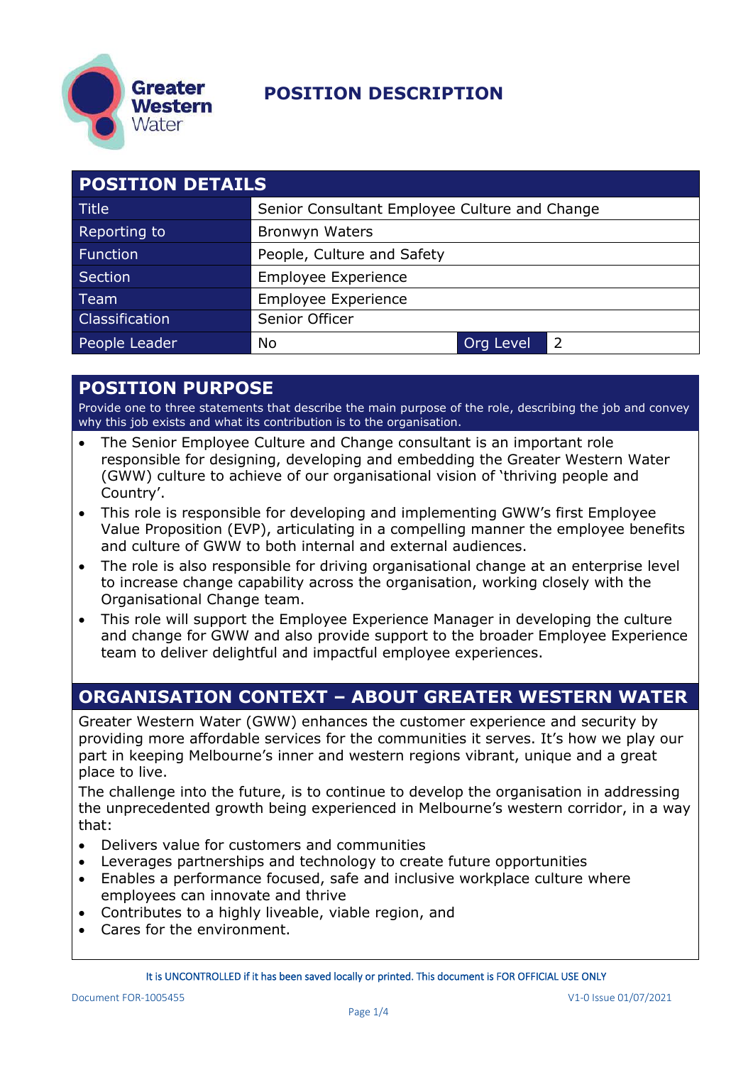# POSITION DESCRIPTION

## POSITION DETAILS

| | | | |
|---|---|---|---|
| Title | Senior Consultant Employee Culture and Change | | |
| Reporting to | Bronwyn Waters | | |
| Function | People, Culture and Safety | | |
| Section | Employee Experience | | |
| Team | Employee Experience | | |
| Classification | Senior Officer | | |
| People Leader | No | Org Level | 2 |

## POSITION PURPOSE

Provide one to three statements that describe the main purpose of the role, describing the job and convey why this job exists and what its contribution is to the organisation.

- The Senior Employee Culture and Change consultant is an important role responsible for designing, developing and embedding the Greater Western Water (GWW) culture to achieve of our organisational vision of 'thriving people and Country'.
- This role is responsible for developing and implementing GWW's first Employee Value Proposition (EVP), articulating in a compelling manner the employee benefits and culture of GWW to both internal and external audiences.
- The role is also responsible for driving organisational change at an enterprise level to increase change capability across the organisation, working closely with the Organisational Change team.
- This role will support the Employee Experience Manager in developing the culture and change for GWW and also provide support to the broader Employee Experience team to deliver delightful and impactful employee experiences.

## ORGANISATION CONTEXT – ABOUT GREATER WESTERN WATER

Greater Western Water (GWW) enhances the customer experience and security by providing more affordable services for the communities it serves. It's how we play our part in keeping Melbourne's inner and western regions vibrant, unique and a great place to live.

The challenge into the future, is to continue to develop the organisation in addressing the unprecedented growth being experienced in Melbourne's western corridor, in a way that:

- Delivers value for customers and communities
- Leverages partnerships and technology to create future opportunities
- Enables a performance focused, safe and inclusive workplace culture where employees can innovate and thrive
- Contributes to a highly liveable, viable region, and
- Cares for the environment.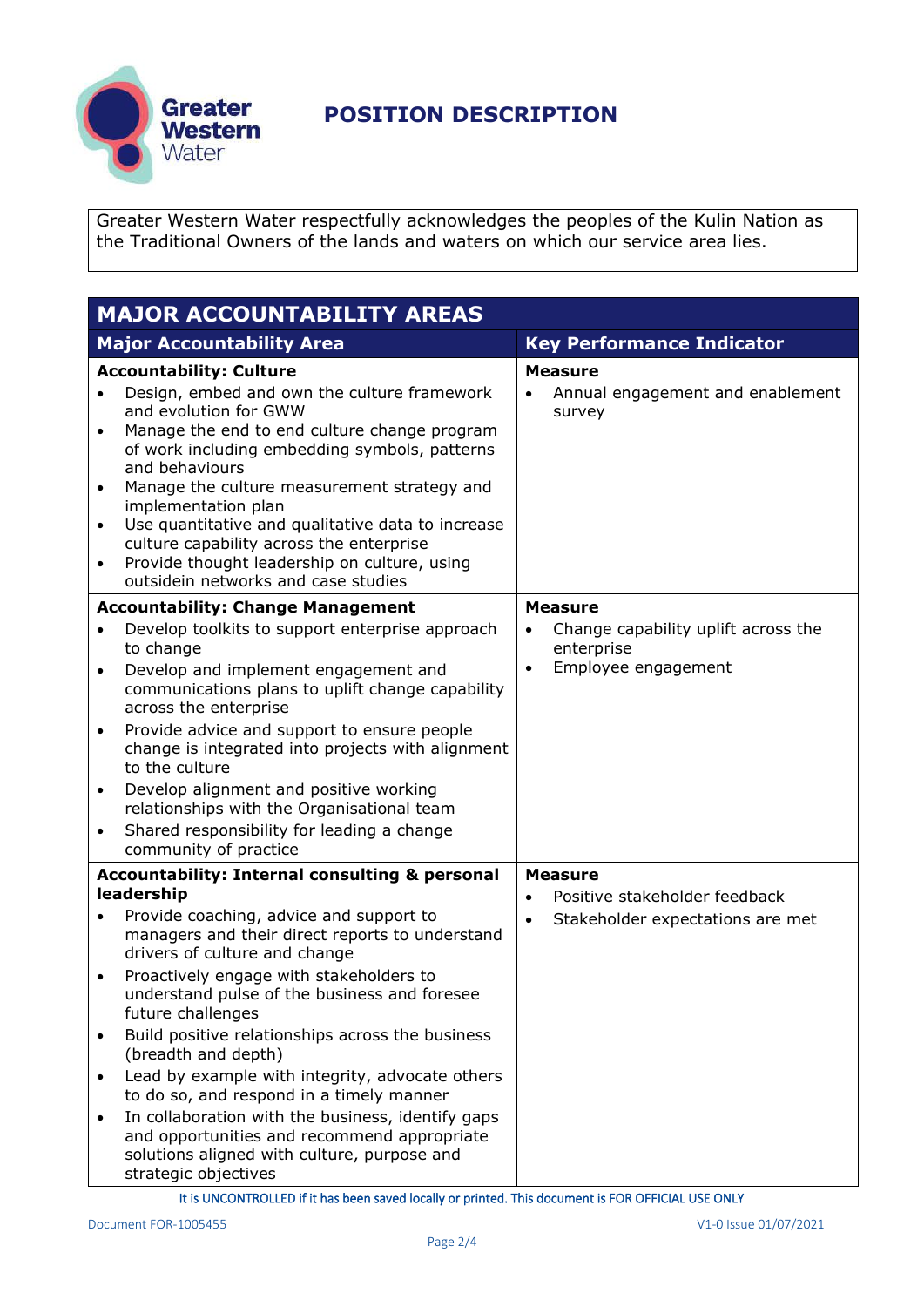# POSITION DESCRIPTION

Greater Western Water respectfully acknowledges the peoples of the Kulin Nation as the Traditional Owners of the lands and waters on which our service area lies.

## MAJOR ACCOUNTABILITY AREAS

| Major Accountability Area | Key Performance Indicator |
| --- | --- |
| **Accountability: Culture**<br>• Design, embed and own the culture framework and evolution for GWW<br>• Manage the end to end culture change program of work including embedding symbols, patterns and behaviours<br>• Manage the culture measurement strategy and implementation plan<br>• Use quantitative and qualitative data to increase culture capability across the enterprise<br>• Provide thought leadership on culture, using outsidein networks and case studies | **Measure**<br>• Annual engagement and enablement survey |
| **Accountability: Change Management**<br>• Develop toolkits to support enterprise approach to change<br>• Develop and implement engagement and communications plans to uplift change capability across the enterprise<br>• Provide advice and support to ensure people change is integrated into projects with alignment to the culture<br>• Develop alignment and positive working relationships with the Organisational team<br>• Shared responsibility for leading a change community of practice | **Measure**<br>• Change capability uplift across the enterprise<br>• Employee engagement |
| **Accountability: Internal consulting & personal leadership**<br>• Provide coaching, advice and support to managers and their direct reports to understand drivers of culture and change<br>• Proactively engage with stakeholders to understand pulse of the business and foresee future challenges<br>• Build positive relationships across the business (breadth and depth)<br>• Lead by example with integrity, advocate others to do so, and respond in a timely manner<br>• In collaboration with the business, identify gaps and opportunities and recommend appropriate solutions aligned with culture, purpose and strategic objectives | **Measure**<br>• Positive stakeholder feedback<br>• Stakeholder expectations are met |

It is UNCONTROLLED if it has been saved locally or printed. This document is FOR OFFICIAL USE ONLY

Document FOR-1005455 V1-0 Issue 01/07/2021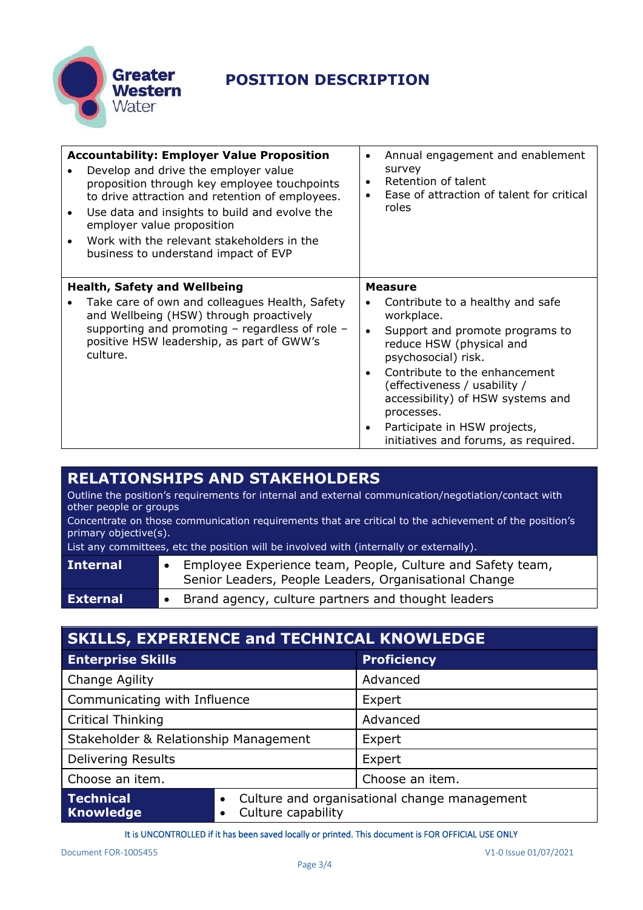# POSITION DESCRIPTION

| **Accountability: Employer Value Proposition** | |
|---|---|
| • Develop and drive the employer value proposition through key employee touchpoints to drive attraction and retention of employees.<br>• Use data and insights to build and evolve the employer value proposition<br>• Work with the relevant stakeholders in the business to understand impact of EVP | • Annual engagement and enablement survey<br>• Retention of talent<br>• Ease of attraction of talent for critical roles |
| **Health, Safety and Wellbeing** | **Measure** |
| • Take care of own and colleagues Health, Safety and Wellbeing (HSW) through proactively supporting and promoting – regardless of role – positive HSW leadership, as part of GWW's culture. | • Contribute to a healthy and safe workplace.<br>• Support and promote programs to reduce HSW (physical and psychosocial) risk.<br>• Contribute to the enhancement (effectiveness / usability / accessibility) of HSW systems and processes.<br>• Participate in HSW projects, initiatives and forums, as required. |

## RELATIONSHIPS AND STAKEHOLDERS

Outline the position's requirements for internal and external communication/negotiation/contact with other people or groups

Concentrate on those communication requirements that are critical to the achievement of the position's primary objective(s).

List any committees, etc the position will be involved with (internally or externally).

| | |
|---|---|
| **Internal** | • Employee Experience team, People, Culture and Safety team, Senior Leaders, People Leaders, Organisational Change |
| **External** | • Brand agency, culture partners and thought leaders |

## SKILLS, EXPERIENCE and TECHNICAL KNOWLEDGE

| **Enterprise Skills** | **Proficiency** |
|---|---|
| Change Agility | Advanced |
| Communicating with Influence | Expert |
| Critical Thinking | Advanced |
| Stakeholder & Relationship Management | Expert |
| Delivering Results | Expert |
| Choose an item. | Choose an item. |

| **Technical Knowledge** | • Culture and organisational change management<br>• Culture capability |
|---|---|

It is UNCONTROLLED if it has been saved locally or printed. This document is FOR OFFICIAL USE ONLY

Document FOR-1005455 V1-0 Issue 01/07/2021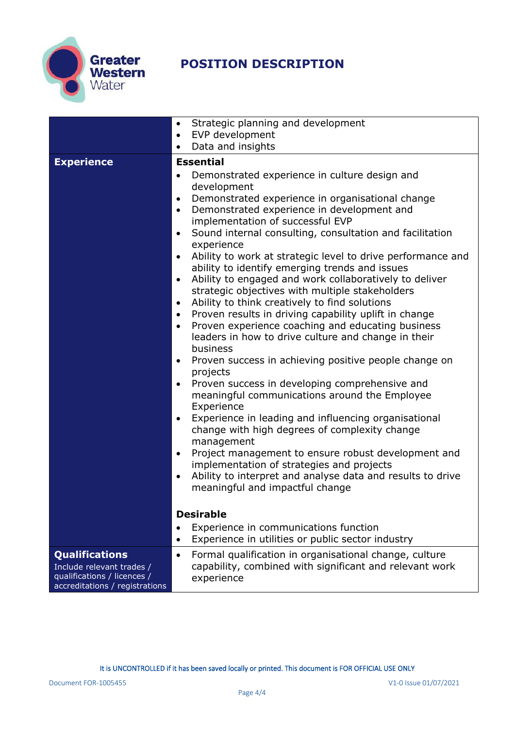# POSITION DESCRIPTION

| | |
|---|---|
| | <ul><li>Strategic planning and development</li><li>EVP development</li><li>Data and insights</li></ul> |
| **Experience** | **Essential**<ul><li>Demonstrated experience in culture design and development</li><li>Demonstrated experience in organisational change</li><li>Demonstrated experience in development and implementation of successful EVP</li><li>Sound internal consulting, consultation and facilitation experience</li><li>Ability to work at strategic level to drive performance and ability to identify emerging trends and issues</li><li>Ability to engaged and work collaboratively to deliver strategic objectives with multiple stakeholders</li><li>Ability to think creatively to find solutions</li><li>Proven results in driving capability uplift in change</li><li>Proven experience coaching and educating business leaders in how to drive culture and change in their business</li><li>Proven success in achieving positive people change on projects</li><li>Proven success in developing comprehensive and meaningful communications around the Employee Experience</li><li>Experience in leading and influencing organisational change with high degrees of complexity change management</li><li>Project management to ensure robust development and implementation of strategies and projects</li><li>Ability to interpret and analyse data and results to drive meaningful and impactful change</li></ul>**Desirable**<ul><li>Experience in communications function</li><li>Experience in utilities or public sector industry</li></ul> |
| **Qualifications**<br>Include relevant trades / qualifications / licences / accreditations / registrations | <ul><li>Formal qualification in organisational change, culture capability, combined with significant and relevant work experience</li></ul> |

It is UNCONTROLLED if it has been saved locally or printed. This document is FOR OFFICIAL USE ONLY

Document FOR-1005455 V1-0 Issue 01/07/2021